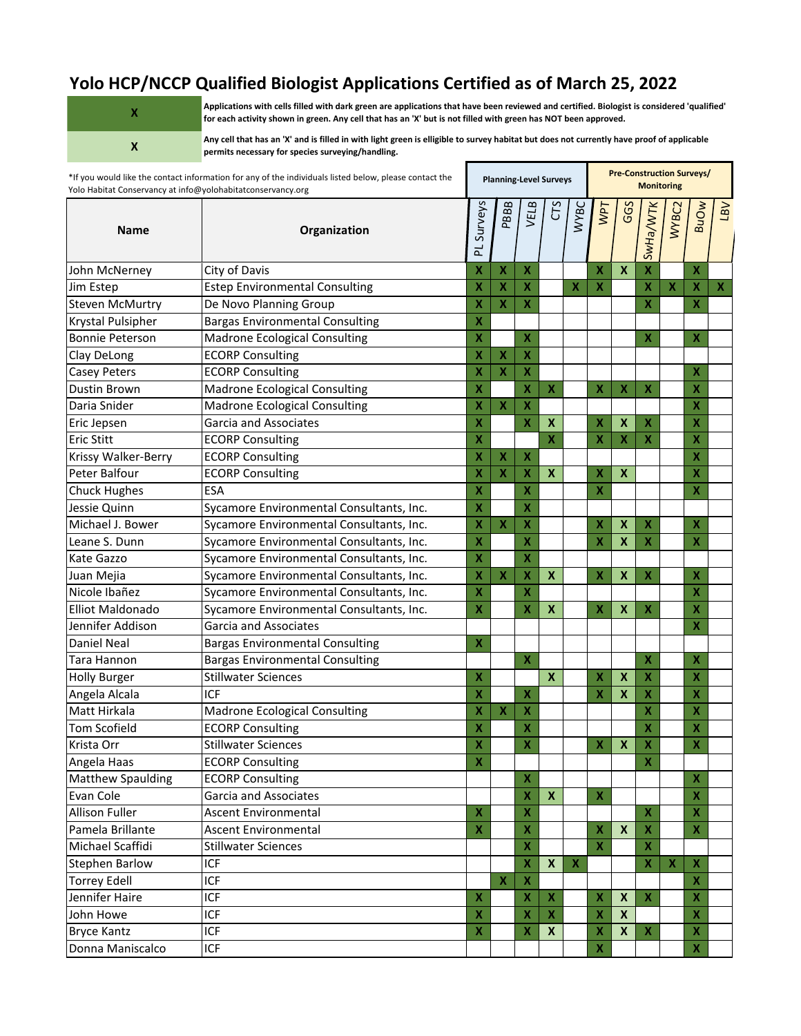# Yolo HCP/NCCP Qualified Biologist Applications Certified as of March 25, 2022

| X | Applications with cells filled with dark green are applications that have been reviewed and certified. Biologist is considered 'qualified' for each activity shown in green. Any cell that has an 'X' but is not filled with green has NOT been approved. |
|---|---|
| X | Any cell that has an 'X' and is filled in with light green is elligible to survey habitat but does not currently have proof of applicable permits necessary for species surveying/handling. |

*If you would like the contact information for any of the individuals listed below, please contact the Yolo Habitat Conservancy at info@yolohabitatconservancy.org

| Name | Organization | Planning-Level Surveys | | | | | Pre-Construction Surveys/ Monitoring | | | | | |
|---|---|---|---|---|---|---|---|---|---|---|---|---|
| | | PL Surveys | PBBB | VELB | CTS | WYBC | WPT | GGS | SwHa/WTK | WYBC2 | BuOw | LBV |
| John McNerney | City of Davis | X | X | X | | | X | X | X | | X | |
| Jim Estep | Estep Environmental Consulting | X | X | X | | X | X | | X | X | X | X |
| Steven McMurtry | De Novo Planning Group | X | X | X | | | | | X | | X | |
| Krystal Pulsipher | Bargas Environmental Consulting | X | | | | | | | | | | |
| Bonnie Peterson | Madrone Ecological Consulting | X | | X | | | | | X | | X | |
| Clay DeLong | ECORP Consulting | X | X | X | | | | | | | | |
| Casey Peters | ECORP Consulting | X | X | X | | | | | | | X | |
| Dustin Brown | Madrone Ecological Consulting | X | | X | X | | X | X | X | | X | |
| Daria Snider | Madrone Ecological Consulting | X | X | X | | | | | | | X | |
| Eric Jepsen | Garcia and Associates | X | | X | X | | X | X | X | | X | |
| Eric Stitt | ECORP Consulting | X | | | X | | X | X | X | | X | |
| Krissy Walker-Berry | ECORP Consulting | X | X | X | | | | | | | X | |
| Peter Balfour | ECORP Consulting | X | X | X | X | | X | X | | | X | |
| Chuck Hughes | ESA | X | | X | | | X | | | | X | |
| Jessie Quinn | Sycamore Environmental Consultants, Inc. | X | | X | | | | | | | | |
| Michael J. Bower | Sycamore Environmental Consultants, Inc. | X | X | X | | | X | X | X | | X | |
| Leane S. Dunn | Sycamore Environmental Consultants, Inc. | X | | X | | | X | X | X | | X | |
| Kate Gazzo | Sycamore Environmental Consultants, Inc. | X | | X | | | | | | | | |
| Juan Mejia | Sycamore Environmental Consultants, Inc. | X | X | X | X | | X | X | X | | X | |
| Nicole Ibañez | Sycamore Environmental Consultants, Inc. | X | | X | | | | | | | X | |
| Elliot Maldonado | Sycamore Environmental Consultants, Inc. | X | | X | X | | X | X | X | | X | |
| Jennifer Addison | Garcia and Associates | | | | | | | | | | X | |
| Daniel Neal | Bargas Environmental Consulting | X | | | | | | | | | | |
| Tara Hannon | Bargas Environmental Consulting | | | X | | | | | X | | X | |
| Holly Burger | Stillwater Sciences | X | | | X | | X | X | X | | X | |
| Angela Alcala | ICF | X | | X | | | X | X | X | | X | |
| Matt Hirkala | Madrone Ecological Consulting | X | X | X | | | | | X | | X | |
| Tom Scofield | ECORP Consulting | X | | X | | | | | X | | X | |
| Krista Orr | Stillwater Sciences | X | | X | | | X | X | X | | X | |
| Angela Haas | ECORP Consulting | X | | | | | | | X | | | |
| Matthew Spaulding | ECORP Consulting | | | X | | | | | | | X | |
| Evan Cole | Garcia and Associates | | | X | X | | X | | | | X | |
| Allison Fuller | Ascent Environmental | X | | X | | | | | X | | X | |
| Pamela Brillante | Ascent Environmental | X | | X | | | X | X | X | | X | |
| Michael Scaffidi | Stillwater Sciences | | | X | | | X | | X | | | |
| Stephen Barlow | ICF | | | X | X | X | | | X | X | X | |
| Torrey Edell | ICF | | X | X | | | | | | | X | |
| Jennifer Haire | ICF | X | | X | X | | X | X | X | | X | |
| John Howe | ICF | X | | X | X | | X | X | | | X | |
| Bryce Kantz | ICF | X | | X | X | | X | X | X | | X | |
| Donna Maniscalco | ICF | | | | | | X | | | | X | |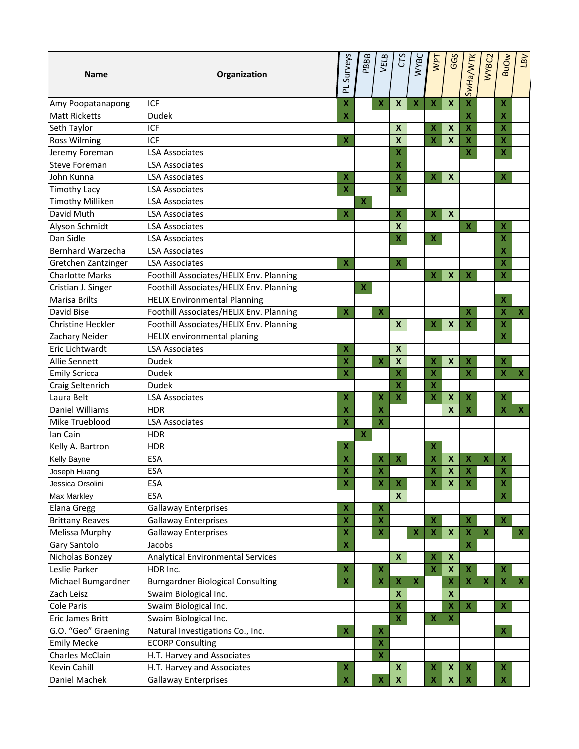| Name | Organization | PL Surveys | PBBB | VELB | CTS | WYBC | WPT | GGS | SwHa/WTK | WYBC2 | BuOw | LBV |
|---|---|---|---|---|---|---|---|---|---|---|---|---|
| Amy Poopatanapong | ICF | X | | X | X | X | X | X | X | | X | |
| Matt Ricketts | Dudek | X | | | | | | | X | | X | |
| Seth Taylor | ICF | | | | X | | X | X | X | | X | |
| Ross Wilming | ICF | X | | | X | | X | X | X | | X | |
| Jeremy Foreman | LSA Associates | | | | X | | | | X | | X | |
| Steve Foreman | LSA Associates | | | | X | | | | | | | |
| John Kunna | LSA Associates | X | | | X | | X | X | | | X | |
| Timothy Lacy | LSA Associates | X | | | X | | | | | | | |
| Timothy Milliken | LSA Associates | | X | | | | | | | | | |
| David Muth | LSA Associates | X | | | X | | X | X | | | | |
| Alyson Schmidt | LSA Associates | | | | X | | | | X | | X | |
| Dan Sidle | LSA Associates | | | | X | | X | | | | X | |
| Bernhard Warzecha | LSA Associates | | | | | | | | | | X | |
| Gretchen Zantzinger | LSA Associates | X | | | X | | | | | | X | |
| Charlotte Marks | Foothill Associates/HELIX Env. Planning | | | | | | X | X | X | | X | |
| Cristian J. Singer | Foothill Associates/HELIX Env. Planning | | X | | | | | | | | | |
| Marisa Brilts | HELIX Environmental Planning | | | | | | | | | | X | |
| David Bise | Foothill Associates/HELIX Env. Planning | X | | X | | | | | X | | X | X |
| Christine Heckler | Foothill Associates/HELIX Env. Planning | | | | X | | X | X | X | | X | |
| Zachary Neider | HELIX environmental planing | | | | | | | | | | X | |
| Eric Lichtwardt | LSA Associates | X | | | X | | | | | | | |
| Allie Sennett | Dudek | X | | X | X | | X | X | X | | X | |
| Emily Scricca | Dudek | X | | | X | | X | | X | | X | X |
| Craig Seltenrich | Dudek | | | | X | | X | | | | | |
| Laura Belt | LSA Associates | X | | X | X | | X | X | X | | X | |
| Daniel Williams | HDR | X | | X | | | | X | X | | X | X |
| Mike Trueblood | LSA Associates | X | | X | | | | | | | | |
| Ian Cain | HDR | | X | | | | | | | | | |
| Kelly A. Bartron | HDR | X | | | | | X | | | | | |
| Kelly Bayne | ESA | X | | X | X | | X | X | X | X | X | |
| Joseph Huang | ESA | X | | X | | | X | X | X | | X | |
| Jessica Orsolini | ESA | X | | X | X | | X | X | X | | X | |
| Max Markley | ESA | | | | X | | | | | | X | |
| Elana Gregg | Gallaway Enterprises | X | | X | | | | | | | | |
| Brittany Reaves | Gallaway Enterprises | X | | X | | | X | | X | | X | |
| Melissa Murphy | Gallaway Enterprises | X | | X | | X | X | X | X | X | | X |
| Gary Santolo | Jacobs | X | | | | | | | X | | | |
| Nicholas Bonzey | Analytical Environmental Services | | | | X | | X | X | | | | |
| Leslie Parker | HDR Inc. | X | | X | | | X | X | X | | X | |
| Michael Bumgardner | Bumgardner Biological Consulting | X | | X | X | X | | X | X | X | X | X |
| Zach Leisz | Swaim Biological Inc. | | | | X | | | X | | | | |
| Cole Paris | Swaim Biological Inc. | | | | X | | | X | X | | X | |
| Eric James Britt | Swaim Biological Inc. | | | | X | | X | X | | | | |
| G.O. "Geo" Graening | Natural Investigations Co., Inc. | X | | X | | | | | | | X | |
| Emily Mecke | ECORP Consulting | | | X | | | | | | | | |
| Charles McClain | H.T. Harvey and Associates | | | X | | | | | | | | |
| Kevin Cahill | H.T. Harvey and Associates | X | | | X | | X | X | X | | X | |
| Daniel Machek | Gallaway Enterprises | X | | X | X | | X | X | X | | X | |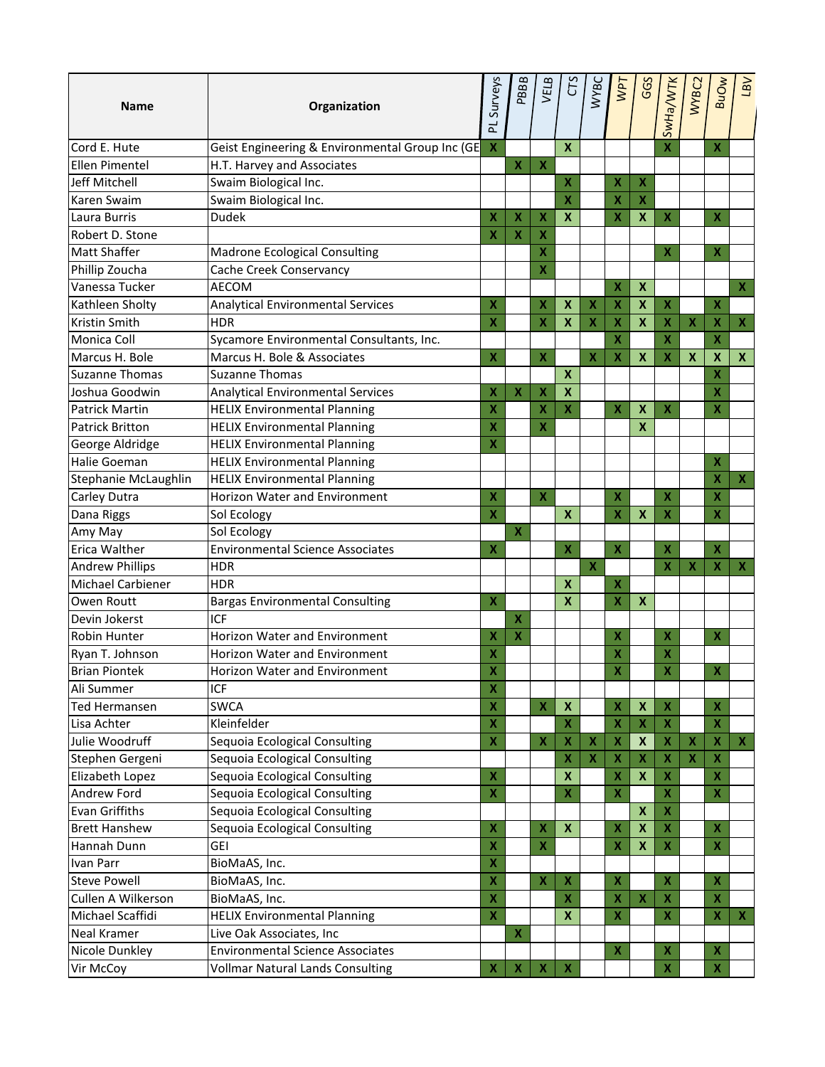| Name | Organization | PL Surveys | PBBB | VELB | CTS | WYBC | WPT | GGS | SwHa/WTK | WYBC2 | BuOw | LBV |
|---|---|---|---|---|---|---|---|---|---|---|---|---|
| Cord E. Hute | Geist Engineering & Environmental Group Inc (GE | X | | | X | | | | X | | X | |
| Ellen Pimentel | H.T. Harvey and Associates | | X | X | | | | | | | | |
| Jeff Mitchell | Swaim Biological Inc. | | | | X | | X | X | | | | |
| Karen Swaim | Swaim Biological Inc. | | | | X | | X | X | | | | |
| Laura Burris | Dudek | X | X | X | X | | X | X | X | | X | |
| Robert D. Stone | | X | X | X | | | | | | | | |
| Matt Shaffer | Madrone Ecological Consulting | | | X | | | | | X | | X | |
| Phillip Zoucha | Cache Creek Conservancy | | | X | | | | | | | | |
| Vanessa Tucker | AECOM | | | | | | X | X | | | | X |
| Kathleen Sholty | Analytical Environmental Services | X | | X | X | X | X | X | X | | X | |
| Kristin Smith | HDR | X | | X | X | X | X | X | X | X | X | X |
| Monica Coll | Sycamore Environmental Consultants, Inc. | | | | | | X | | X | | X | |
| Marcus H. Bole | Marcus H. Bole & Associates | X | | X | | X | X | X | X | X | X | X |
| Suzanne Thomas | Suzanne Thomas | | | | X | | | | | | X | |
| Joshua Goodwin | Analytical Environmental Services | X | X | X | X | | | | | | X | |
| Patrick Martin | HELIX Environmental Planning | X | | X | X | | X | X | X | | X | |
| Patrick Britton | HELIX Environmental Planning | X | | X | | | | X | | | | |
| George Aldridge | HELIX Environmental Planning | X | | | | | | | | | | |
| Halie Goeman | HELIX Environmental Planning | | | | | | | | | | X | |
| Stephanie McLaughlin | HELIX Environmental Planning | | | | | | | | | | X | X |
| Carley Dutra | Horizon Water and Environment | X | | X | | | X | | X | | X | |
| Dana Riggs | Sol Ecology | X | | | X | | X | X | X | | X | |
| Amy May | Sol Ecology | | X | | | | | | | | | |
| Erica Walther | Environmental Science Associates | X | | | X | | X | | X | | X | |
| Andrew Phillips | HDR | | | | | X | | | X | X | X | X |
| Michael Carbiener | HDR | | | | X | | X | | | | | |
| Owen Routt | Bargas Environmental Consulting | X | | | X | | X | X | | | | |
| Devin Jokerst | ICF | | X | | | | | | | | | |
| Robin Hunter | Horizon Water and Environment | X | X | | | | X | | X | | X | |
| Ryan T. Johnson | Horizon Water and Environment | X | | | | | X | | X | | | |
| Brian Piontek | Horizon Water and Environment | X | | | | | X | | X | | X | |
| Ali Summer | ICF | X | | | | | | | | | | |
| Ted Hermansen | SWCA | X | | X | X | | X | X | X | | X | |
| Lisa Achter | Kleinfelder | X | | | X | | X | X | X | | X | |
| Julie Woodruff | Sequoia Ecological Consulting | X | | X | X | X | X | X | X | X | X | X |
| Stephen Gergeni | Sequoia Ecological Consulting | | | | X | X | X | X | X | X | X | |
| Elizabeth Lopez | Sequoia Ecological Consulting | X | | | X | | X | X | X | | X | |
| Andrew Ford | Sequoia Ecological Consulting | X | | | X | | X | | X | | X | |
| Evan Griffiths | Sequoia Ecological Consulting | | | | | | | X | X | | | |
| Brett Hanshew | Sequoia Ecological Consulting | X | | X | X | | X | X | X | | X | |
| Hannah Dunn | GEI | X | | X | | | X | X | X | | X | |
| Ivan Parr | BioMaAS, Inc. | X | | | | | | | | | | |
| Steve Powell | BioMaAS, Inc. | X | | X | X | | X | | X | | X | |
| Cullen A Wilkerson | BioMaAS, Inc. | X | | | X | | X | X | X | | X | |
| Michael Scaffidi | HELIX Environmental Planning | X | | | X | | X | | X | | X | X |
| Neal Kramer | Live Oak Associates, Inc | | X | | | | | | | | | |
| Nicole Dunkley | Environmental Science Associates | | | | | | X | | X | | X | |
| Vir McCoy | Vollmar Natural Lands Consulting | X | X | X | X | | | | X | | X | |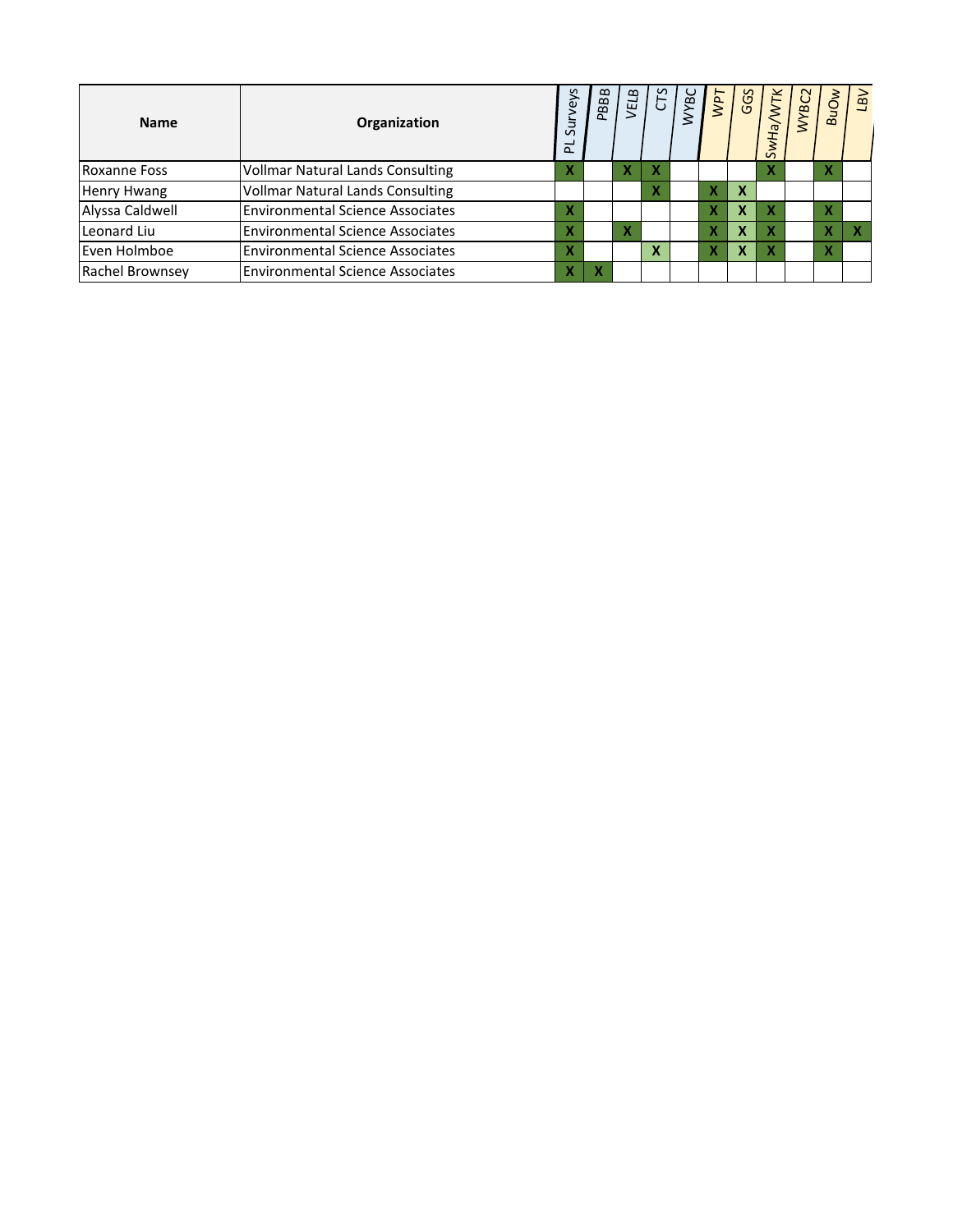| Name | Organization | PL Surveys | PBBB | VELB | CTS | WYBC | WPT | GGS | SwHa/WTK | WYBC2 | BuOw | LBV |
|---|---|---|---|---|---|---|---|---|---|---|---|---|
| Roxanne Foss | Vollmar Natural Lands Consulting | X | | X | X | | | | X | | X | |
| Henry Hwang | Vollmar Natural Lands Consulting | | | | X | | X | X | | | | |
| Alyssa Caldwell | Environmental Science Associates | X | | | | | X | X | X | | X | |
| Leonard Liu | Environmental Science Associates | X | | X | | | X | X | X | | X | X |
| Even Holmboe | Environmental Science Associates | X | | | X | | X | X | X | | X | |
| Rachel Brownsey | Environmental Science Associates | X | X | | | | | | | | | |